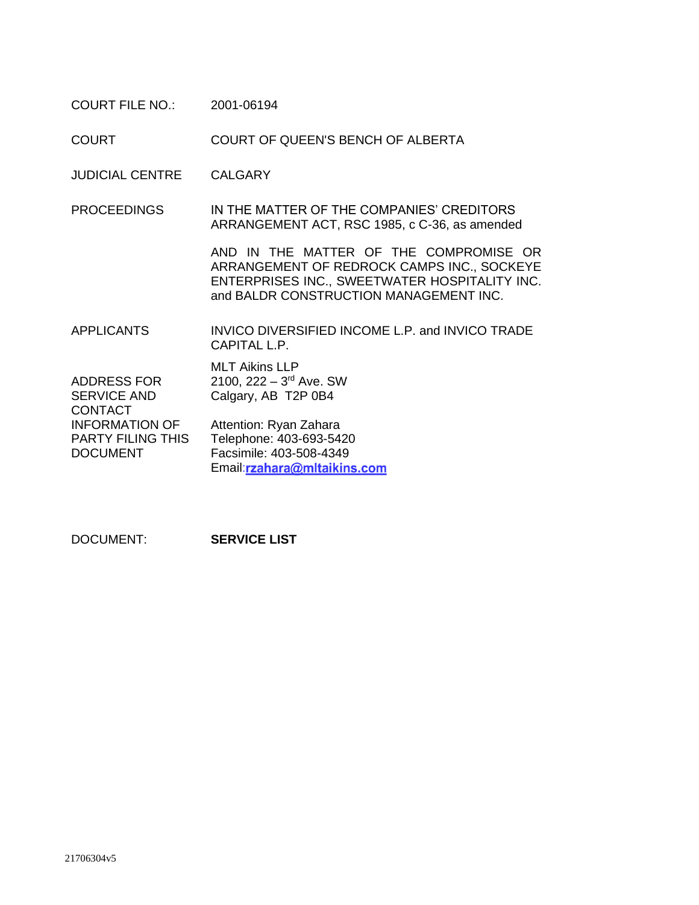| | |
|---|---|
| COURT FILE NO.: | 2001-06194 |
| COURT | COURT OF QUEEN'S BENCH OF ALBERTA |
| JUDICIAL CENTRE | CALGARY |
| PROCEEDINGS | IN THE MATTER OF THE COMPANIES' CREDITORS ARRANGEMENT ACT, RSC 1985, c C-36, as amended<br><br>AND IN THE MATTER OF THE COMPROMISE OR ARRANGEMENT OF REDROCK CAMPS INC., SOCKEYE ENTERPRISES INC., SWEETWATER HOSPITALITY INC. and BALDR CONSTRUCTION MANAGEMENT INC. |
| APPLICANTS | INVICO DIVERSIFIED INCOME L.P. and INVICO TRADE CAPITAL L.P. |
| ADDRESS FOR SERVICE AND CONTACT INFORMATION OF PARTY FILING THIS DOCUMENT | MLT Aikins LLP<br>2100, 222 – 3rd Ave. SW<br>Calgary, AB T2P 0B4<br><br>Attention: Ryan Zahara<br>Telephone: 403-693-5420<br>Facsimile: 403-508-4349<br>Email: **rzahara@mltaikins.com** |

DOCUMENT: **SERVICE LIST**

21706304v5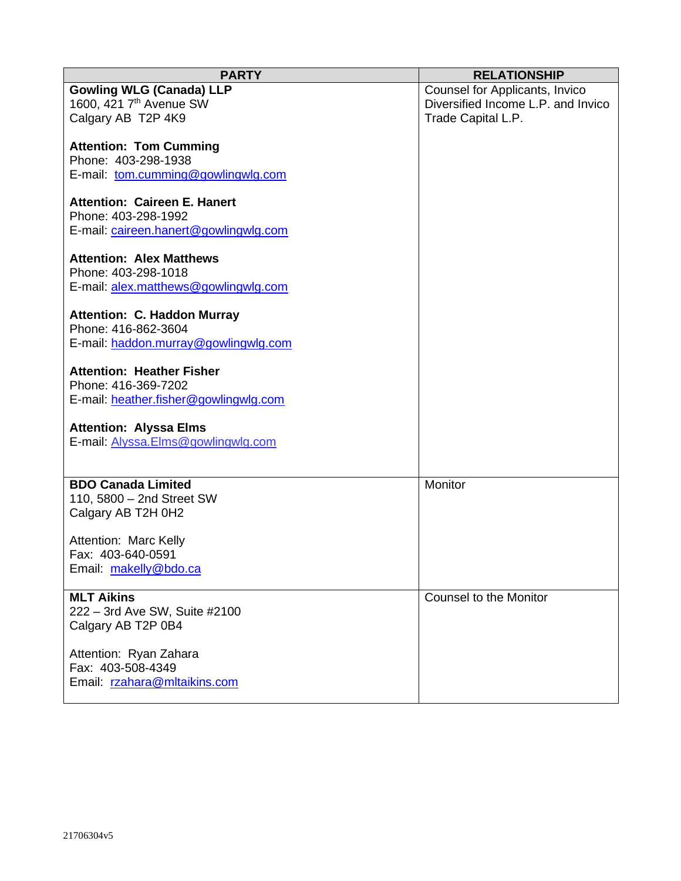| PARTY | RELATIONSHIP |
|---|---|
| **Gowling WLG (Canada) LLP**<br>1600, 421 7th Avenue SW<br>Calgary AB  T2P 4K9<br><br>**Attention:  Tom Cumming**<br>Phone:  403-298-1938<br>E-mail:  tom.cumming@gowlingwlg.com<br><br>**Attention:  Caireen E. Hanert**<br>Phone: 403-298-1992<br>E-mail: caireen.hanert@gowlingwlg.com<br><br>**Attention:  Alex Matthews**<br>Phone: 403-298-1018<br>E-mail: alex.matthews@gowlingwlg.com<br><br>**Attention:  C. Haddon Murray**<br>Phone: 416-862-3604<br>E-mail: haddon.murray@gowlingwlg.com<br><br>**Attention:  Heather Fisher**<br>Phone: 416-369-7202<br>E-mail: heather.fisher@gowlingwlg.com<br><br>**Attention:  Alyssa Elms**<br>E-mail: Alyssa.Elms@gowlingwlg.com | Counsel for Applicants, Invico Diversified Income L.P. and Invico Trade Capital L.P. |
| **BDO Canada Limited**<br>110, 5800 – 2nd Street SW<br>Calgary AB T2H 0H2<br><br>Attention:  Marc Kelly<br>Fax:  403-640-0591<br>Email:  makelly@bdo.ca | Monitor |
| **MLT Aikins**<br>222 – 3rd Ave SW, Suite #2100<br>Calgary AB T2P 0B4<br><br>Attention:  Ryan Zahara<br>Fax:  403-508-4349<br>Email:  rzahara@mltaikins.com | Counsel to the Monitor |

21706304v5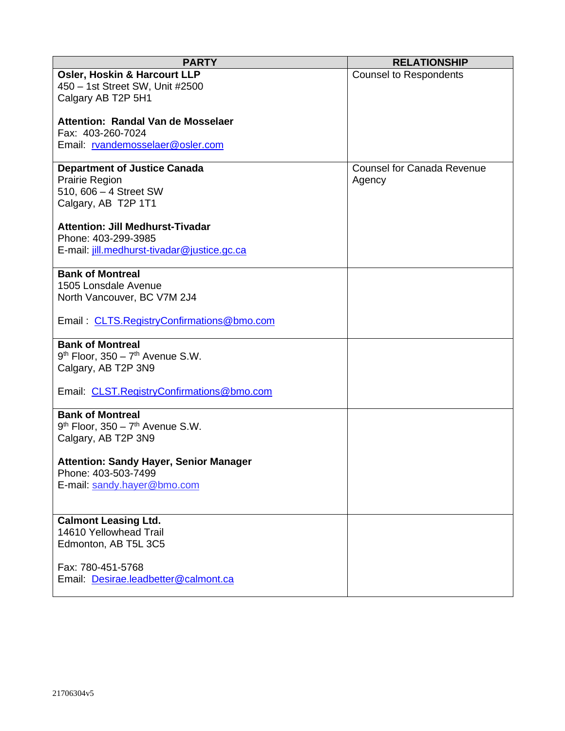| PARTY | RELATIONSHIP |
|---|---|
| **Osler, Hoskin & Harcourt LLP**<br>450 – 1st Street SW, Unit #2500<br>Calgary AB T2P 5H1<br><br>**Attention: Randal Van de Mosselaer**<br>Fax: 403-260-7024<br>Email: rvandemosselaer@osler.com | Counsel to Respondents |
| **Department of Justice Canada**<br>Prairie Region<br>510, 606 – 4 Street SW<br>Calgary, AB T2P 1T1<br><br>**Attention: Jill Medhurst-Tivadar**<br>Phone: 403-299-3985<br>E-mail: jill.medhurst-tivadar@justice.gc.ca | Counsel for Canada Revenue Agency |
| **Bank of Montreal**<br>1505 Lonsdale Avenue<br>North Vancouver, BC V7M 2J4<br><br>Email : CLTS.RegistryConfirmations@bmo.com | |
| **Bank of Montreal**<br>9th Floor, 350 – 7th Avenue S.W.<br>Calgary, AB T2P 3N9<br><br>Email: CLST.RegistryConfirmations@bmo.com | |
| **Bank of Montreal**<br>9th Floor, 350 – 7th Avenue S.W.<br>Calgary, AB T2P 3N9<br><br>**Attention: Sandy Hayer, Senior Manager**<br>Phone: 403-503-7499<br>E-mail: sandy.hayer@bmo.com | |
| **Calmont Leasing Ltd.**<br>14610 Yellowhead Trail<br>Edmonton, AB T5L 3C5<br><br>Fax: 780-451-5768<br>Email: Desirae.leadbetter@calmont.ca | |

21706304v5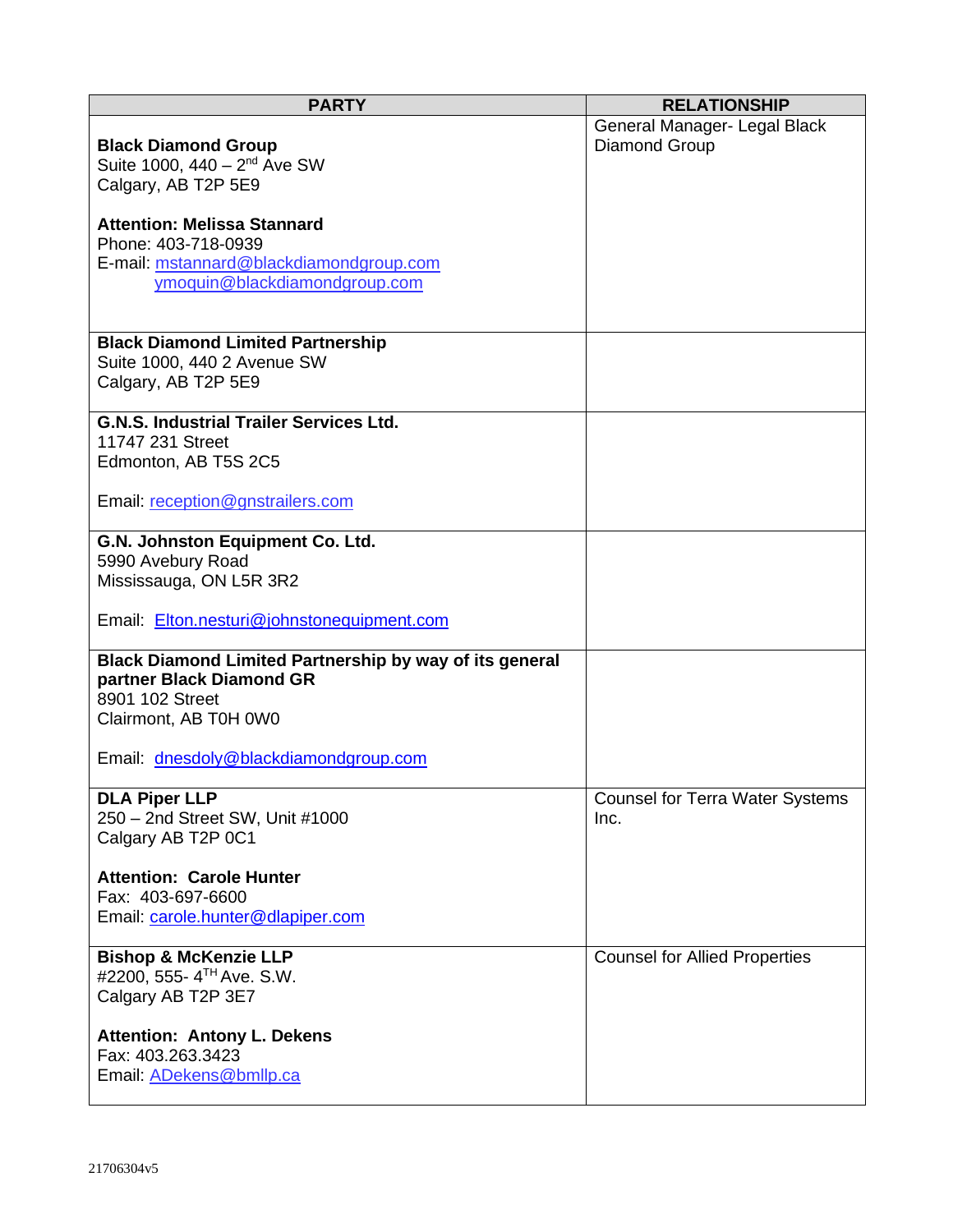| PARTY | RELATIONSHIP |
|---|---|
| **Black Diamond Group**<br>Suite 1000, 440 – 2nd Ave SW<br>Calgary, AB T2P 5E9<br><br>**Attention: Melissa Stannard**<br>Phone: 403-718-0939<br>E-mail: mstannard@blackdiamondgroup.com<br>ymoquin@blackdiamondgroup.com | General Manager- Legal Black Diamond Group |
| **Black Diamond Limited Partnership**<br>Suite 1000, 440 2 Avenue SW<br>Calgary, AB T2P 5E9 | |
| **G.N.S. Industrial Trailer Services Ltd.**<br>11747 231 Street<br>Edmonton, AB T5S 2C5<br><br>Email: reception@gnstrailers.com | |
| **G.N. Johnston Equipment Co. Ltd.**<br>5990 Avebury Road<br>Mississauga, ON L5R 3R2<br><br>Email: Elton.nesturi@johnstonequipment.com | |
| **Black Diamond Limited Partnership by way of its general partner Black Diamond GR**<br>8901 102 Street<br>Clairmont, AB T0H 0W0<br><br>Email: dnesdoly@blackdiamondgroup.com | |
| **DLA Piper LLP**<br>250 – 2nd Street SW, Unit #1000<br>Calgary AB T2P 0C1<br><br>**Attention: Carole Hunter**<br>Fax: 403-697-6600<br>Email: carole.hunter@dlapiper.com | Counsel for Terra Water Systems Inc. |
| **Bishop & McKenzie LLP**<br>#2200, 555- 4TH Ave. S.W.<br>Calgary AB T2P 3E7<br><br>**Attention: Antony L. Dekens**<br>Fax: 403.263.3423<br>Email: ADekens@bmllp.ca | Counsel for Allied Properties |

21706304v5